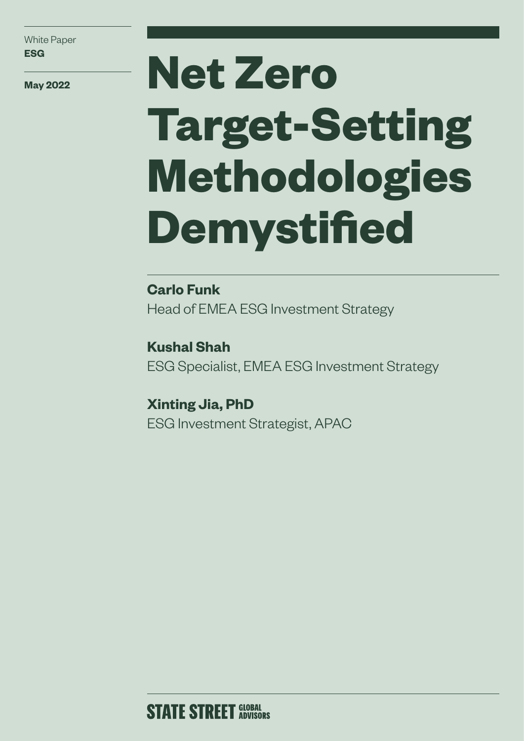White Paper
**ESG**

**May 2022**

# Net Zero Target-Setting Methodologies Demystified

**Carlo Funk**
Head of EMEA ESG Investment Strategy

**Kushal Shah**
ESG Specialist, EMEA ESG Investment Strategy

**Xinting Jia, PhD**
ESG Investment Strategist, APAC

STATE STREET GLOBAL ADVISORS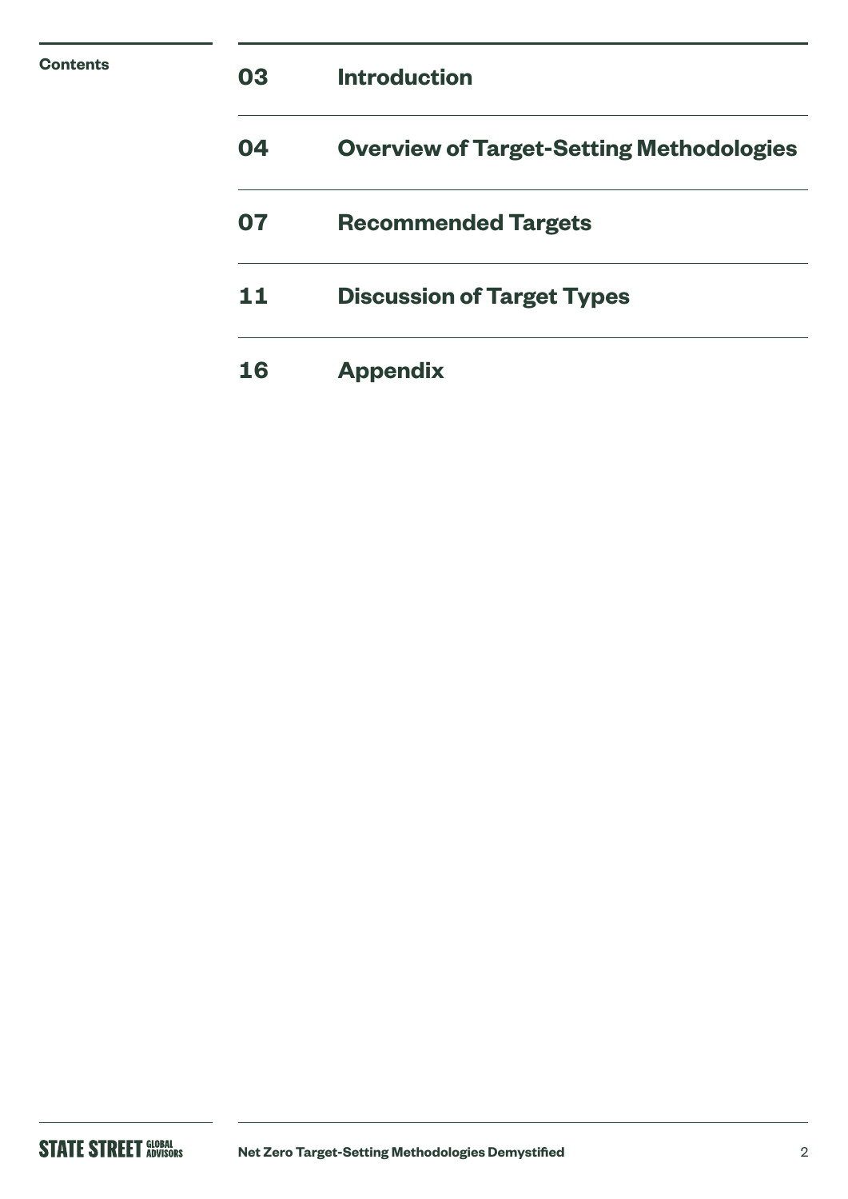## Contents

| | |
|---|---|
| 03 | **Introduction** |
| 04 | **Overview of Target-Setting Methodologies** |
| 07 | **Recommended Targets** |
| 11 | **Discussion of Target Types** |
| 16 | **Appendix** |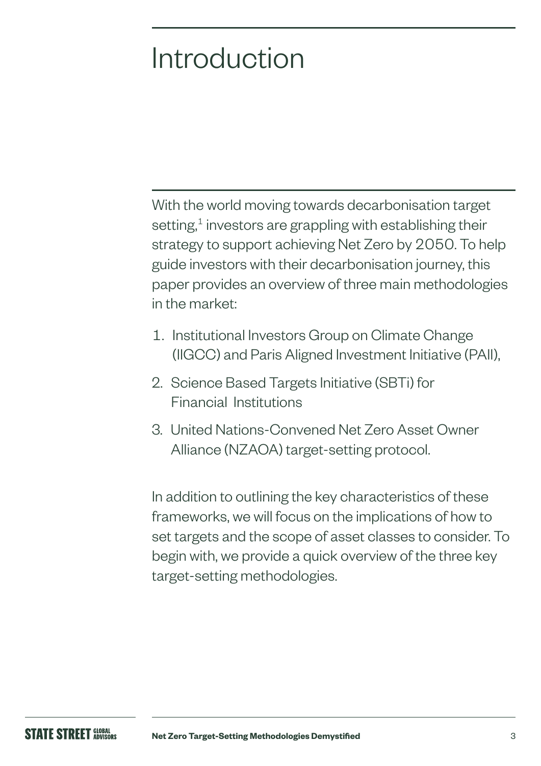# Introduction

With the world moving towards decarbonisation target setting,[1] investors are grappling with establishing their strategy to support achieving Net Zero by 2050. To help guide investors with their decarbonisation journey, this paper provides an overview of three main methodologies in the market:

1. Institutional Investors Group on Climate Change (IIGCC) and Paris Aligned Investment Initiative (PAII),
2. Science Based Targets Initiative (SBTi) for Financial Institutions
3. United Nations-Convened Net Zero Asset Owner Alliance (NZAOA) target-setting protocol.

In addition to outlining the key characteristics of these frameworks, we will focus on the implications of how to set targets and the scope of asset classes to consider. To begin with, we provide a quick overview of the three key target-setting methodologies.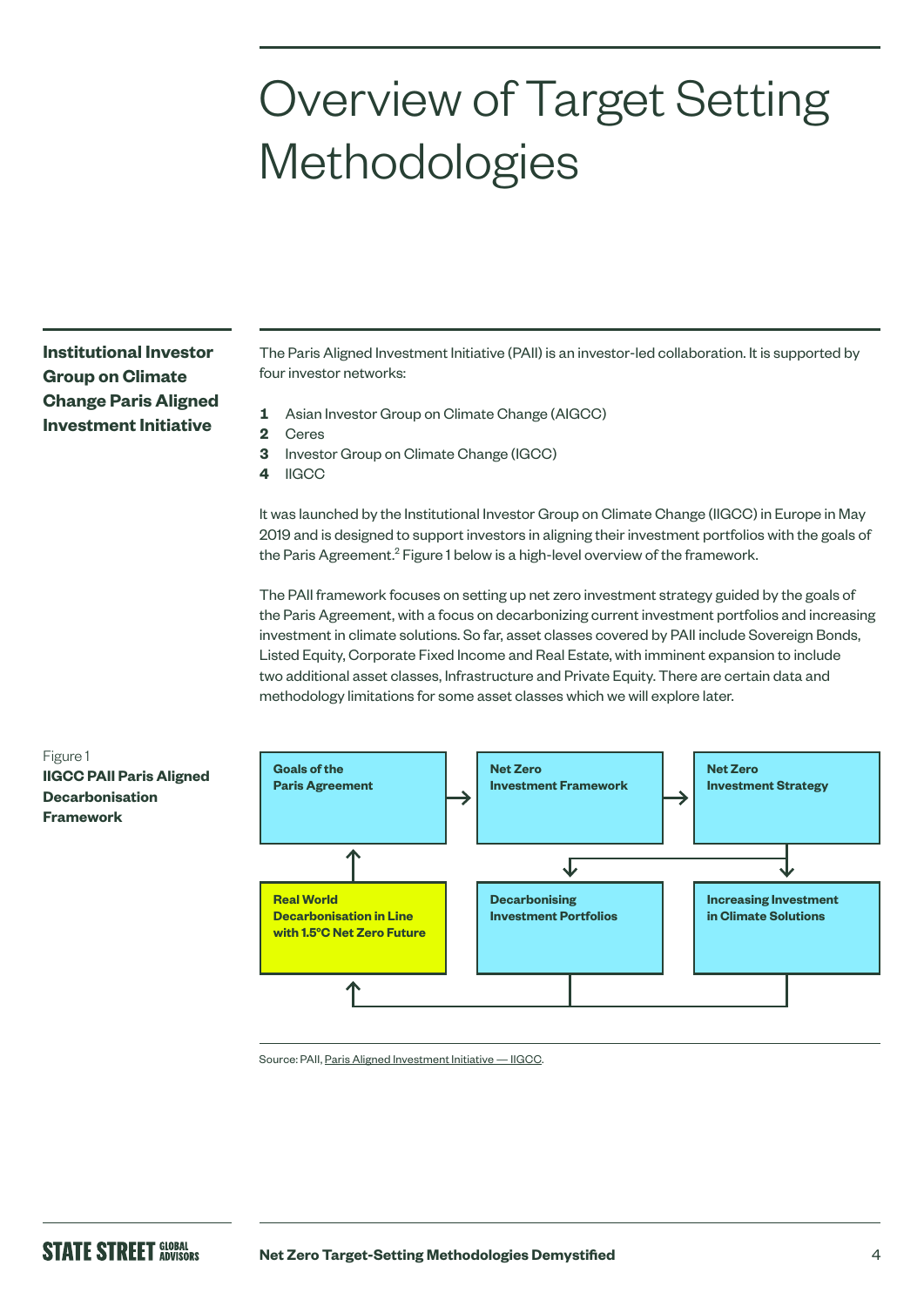# Overview of Target Setting Methodologies

## Institutional Investor Group on Climate Change Paris Aligned Investment Initiative

The Paris Aligned Investment Initiative (PAII) is an investor-led collaboration. It is supported by four investor networks:

1. Asian Investor Group on Climate Change (AIGCC)
2. Ceres
3. Investor Group on Climate Change (IGCC)
4. IIGCC

It was launched by the Institutional Investor Group on Climate Change (IIGCC) in Europe in May 2019 and is designed to support investors in aligning their investment portfolios with the goals of the Paris Agreement.[2] Figure 1 below is a high-level overview of the framework.

The PAII framework focuses on setting up net zero investment strategy guided by the goals of the Paris Agreement, with a focus on decarbonizing current investment portfolios and increasing investment in climate solutions. So far, asset classes covered by PAII include Sovereign Bonds, Listed Equity, Corporate Fixed Income and Real Estate, with imminent expansion to include two additional asset classes, Infrastructure and Private Equity. There are certain data and methodology limitations for some asset classes which we will explore later.

Figure 1
**IIGCC PAII Paris Aligned Decarbonisation Framework**

**Goals of the Paris Agreement** → **Net Zero Investment Framework** → **Net Zero Investment Strategy**

**Net Zero Investment Strategy** → **Decarbonising Investment Portfolios** and **Increasing Investment in Climate Solutions**

**Decarbonising Investment Portfolios** and **Increasing Investment in Climate Solutions** → **Real World Decarbonisation in Line with 1.5°C Net Zero Future** → **Goals of the Paris Agreement**

Source: PAII, Paris Aligned Investment Initiative — IIGCC.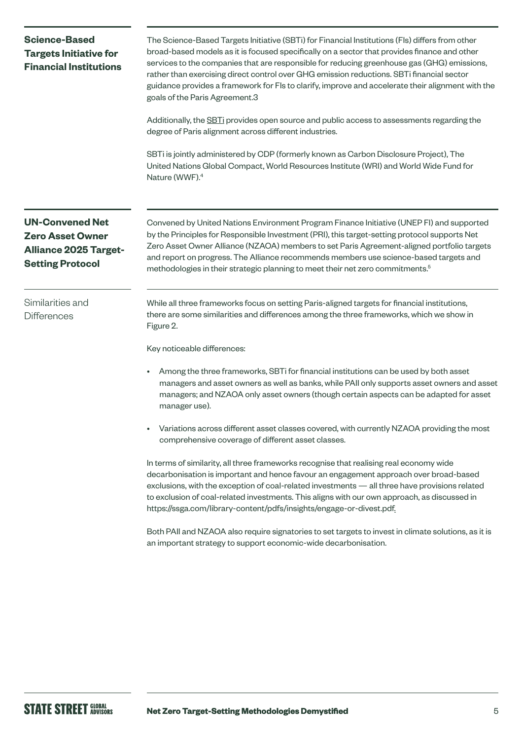### Science-Based Targets Initiative for Financial Institutions

The Science-Based Targets Initiative (SBTi) for Financial Institutions (FIs) differs from other broad-based models as it is focused specifically on a sector that provides finance and other services to the companies that are responsible for reducing greenhouse gas (GHG) emissions, rather than exercising direct control over GHG emission reductions. SBTi financial sector guidance provides a framework for FIs to clarify, improve and accelerate their alignment with the goals of the Paris Agreement.3

Additionally, the SBTi provides open source and public access to assessments regarding the degree of Paris alignment across different industries.

SBTi is jointly administered by CDP (formerly known as Carbon Disclosure Project), The United Nations Global Compact, World Resources Institute (WRI) and World Wide Fund for Nature (WWF).[4]

### UN-Convened Net Zero Asset Owner Alliance 2025 Target-Setting Protocol

Convened by United Nations Environment Program Finance Initiative (UNEP FI) and supported by the Principles for Responsible Investment (PRI), this target-setting protocol supports Net Zero Asset Owner Alliance (NZAOA) members to set Paris Agreement-aligned portfolio targets and report on progress. The Alliance recommends members use science-based targets and methodologies in their strategic planning to meet their net zero commitments.[5]

### Similarities and Differences

While all three frameworks focus on setting Paris-aligned targets for financial institutions, there are some similarities and differences among the three frameworks, which we show in Figure 2.

Key noticeable differences:

- Among the three frameworks, SBTi for financial institutions can be used by both asset managers and asset owners as well as banks, while PAII only supports asset owners and asset managers; and NZAOA only asset owners (though certain aspects can be adapted for asset manager use).
- Variations across different asset classes covered, with currently NZAOA providing the most comprehensive coverage of different asset classes.

In terms of similarity, all three frameworks recognise that realising real economy wide decarbonisation is important and hence favour an engagement approach over broad-based exclusions, with the exception of coal-related investments — all three have provisions related to exclusion of coal-related investments. This aligns with our own approach, as discussed in https://ssga.com/library-content/pdfs/insights/engage-or-divest.pdf.

Both PAII and NZAOA also require signatories to set targets to invest in climate solutions, as it is an important strategy to support economic-wide decarbonisation.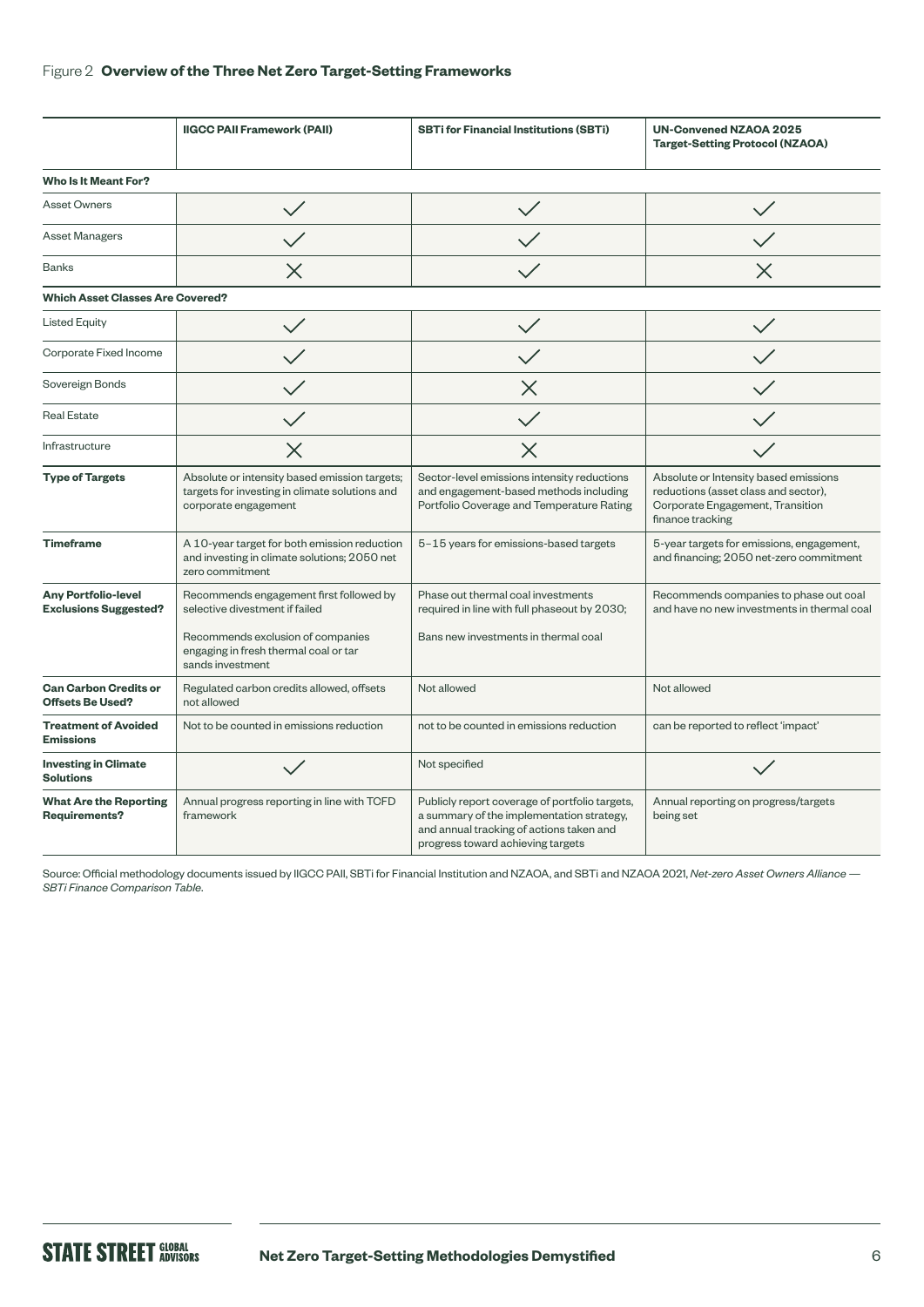Figure 2 **Overview of the Three Net Zero Target-Setting Frameworks**

| | **IIGCC PAII Framework (PAII)** | **SBTi for Financial Institutions (SBTi)** | **UN-Convened NZAOA 2025 Target-Setting Protocol (NZAOA)** |
|---|---|---|---|
| **Who Is It Meant For?** | | | |
| Asset Owners | ✓ | ✓ | ✓ |
| Asset Managers | ✓ | ✓ | ✓ |
| Banks | ✗ | ✓ | ✗ |
| **Which Asset Classes Are Covered?** | | | |
| Listed Equity | ✓ | ✓ | ✓ |
| Corporate Fixed Income | ✓ | ✓ | ✓ |
| Sovereign Bonds | ✓ | ✗ | ✓ |
| Real Estate | ✓ | ✓ | ✓ |
| Infrastructure | ✗ | ✗ | ✓ |
| **Type of Targets** | Absolute or intensity based emission targets; targets for investing in climate solutions and corporate engagement | Sector-level emissions intensity reductions and engagement-based methods including Portfolio Coverage and Temperature Rating | Absolute or Intensity based emissions reductions (asset class and sector), Corporate Engagement, Transition finance tracking |
| **Timeframe** | A 10-year target for both emission reduction and investing in climate solutions; 2050 net zero commitment | 5–15 years for emissions-based targets | 5-year targets for emissions, engagement, and financing; 2050 net-zero commitment |
| **Any Portfolio-level Exclusions Suggested?** | Recommends engagement first followed by selective divestment if failed<br><br>Recommends exclusion of companies engaging in fresh thermal coal or tar sands investment | Phase out thermal coal investments required in line with full phaseout by 2030;<br><br>Bans new investments in thermal coal | Recommends companies to phase out coal and have no new investments in thermal coal |
| **Can Carbon Credits or Offsets Be Used?** | Regulated carbon credits allowed, offsets not allowed | Not allowed | Not allowed |
| **Treatment of Avoided Emissions** | Not to be counted in emissions reduction | not to be counted in emissions reduction | can be reported to reflect 'impact' |
| **Investing in Climate Solutions** | ✓ | Not specified | ✓ |
| **What Are the Reporting Requirements?** | Annual progress reporting in line with TCFD framework | Publicly report coverage of portfolio targets, a summary of the implementation strategy, and annual tracking of actions taken and progress toward achieving targets | Annual reporting on progress/targets being set |

Source: Official methodology documents issued by IIGCC PAII, SBTi for Financial Institution and NZAOA, and SBTi and NZAOA 2021, *Net-zero Asset Owners Alliance — SBTi Finance Comparison Table*.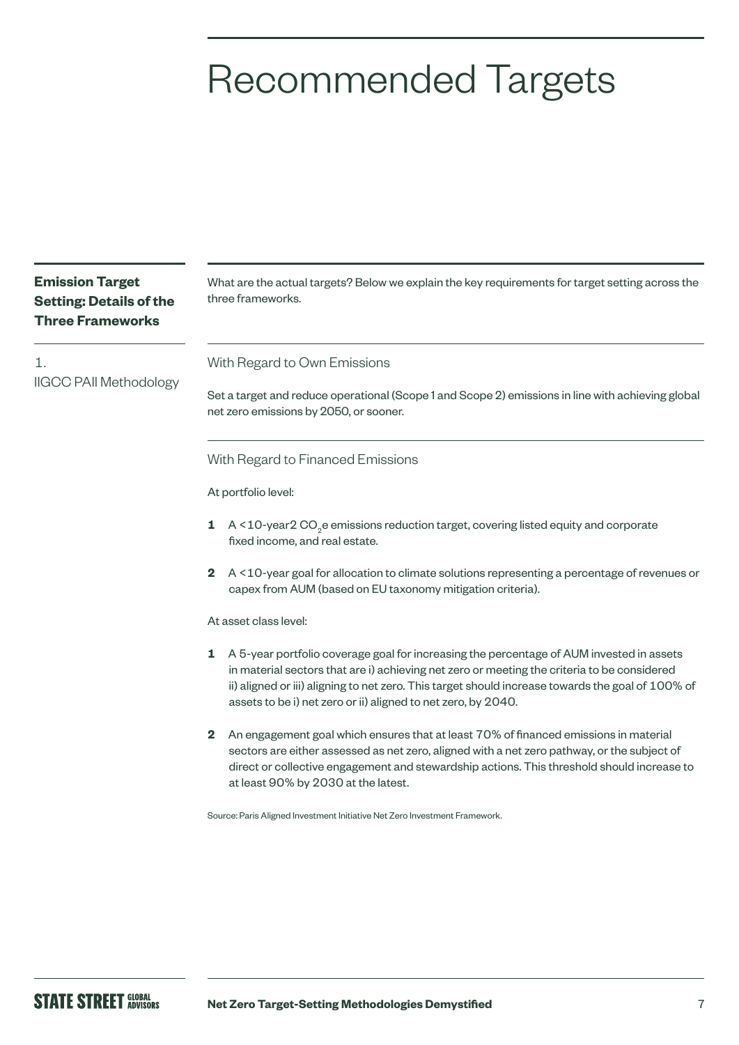# Recommended Targets

## Emission Target Setting: Details of the Three Frameworks

What are the actual targets? Below we explain the key requirements for target setting across the three frameworks.

### 1. IIGCC PAII Methodology

#### With Regard to Own Emissions

Set a target and reduce operational (Scope 1 and Scope 2) emissions in line with achieving global net zero emissions by 2050, or sooner.

#### With Regard to Financed Emissions

At portfolio level:

1. A <10-year2 $CO_2$e emissions reduction target, covering listed equity and corporate fixed income, and real estate.
2. A <10-year goal for allocation to climate solutions representing a percentage of revenues or capex from AUM (based on EU taxonomy mitigation criteria).

At asset class level:

1. A 5-year portfolio coverage goal for increasing the percentage of AUM invested in assets in material sectors that are i) achieving net zero or meeting the criteria to be considered ii) aligned or iii) aligning to net zero. This target should increase towards the goal of 100% of assets to be i) net zero or ii) aligned to net zero, by 2040.
2. An engagement goal which ensures that at least 70% of financed emissions in material sectors are either assessed as net zero, aligned with a net zero pathway, or the subject of direct or collective engagement and stewardship actions. This threshold should increase to at least 90% by 2030 at the latest.

Source: Paris Aligned Investment Initiative Net Zero Investment Framework.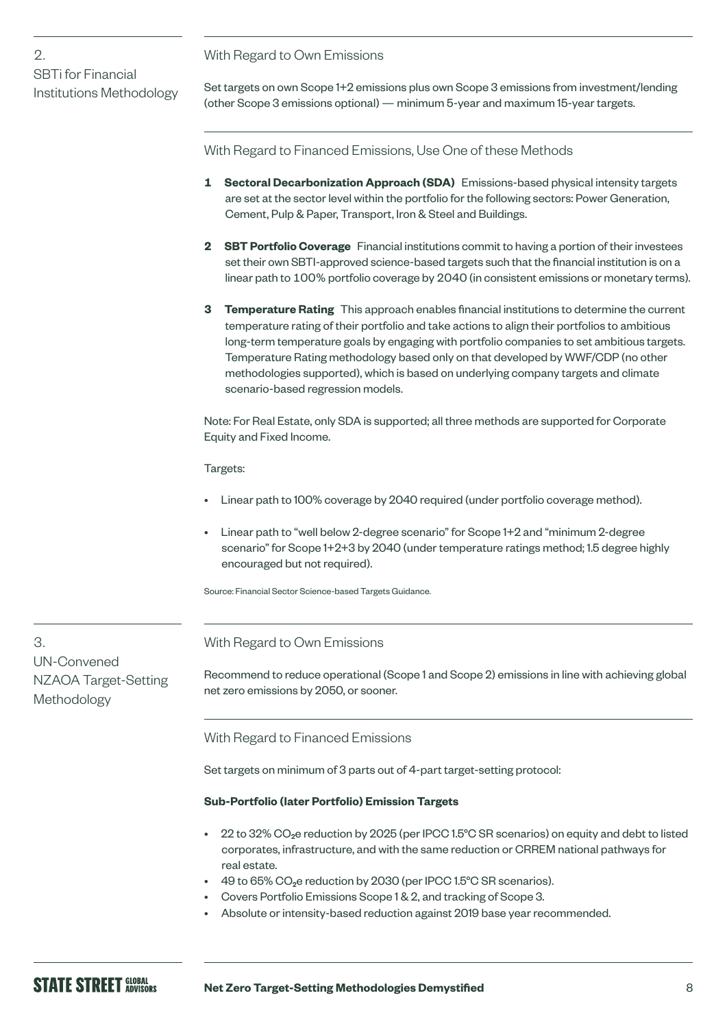## 2. SBTi for Financial Institutions Methodology

### With Regard to Own Emissions

Set targets on own Scope 1+2 emissions plus own Scope 3 emissions from investment/lending (other Scope 3 emissions optional) — minimum 5-year and maximum 15-year targets.

### With Regard to Financed Emissions, Use One of these Methods

1. **Sectoral Decarbonization Approach (SDA)** Emissions-based physical intensity targets are set at the sector level within the portfolio for the following sectors: Power Generation, Cement, Pulp & Paper, Transport, Iron & Steel and Buildings.
2. **SBT Portfolio Coverage** Financial institutions commit to having a portion of their investees set their own SBTI-approved science-based targets such that the financial institution is on a linear path to 100% portfolio coverage by 2040 (in consistent emissions or monetary terms).
3. **Temperature Rating** This approach enables financial institutions to determine the current temperature rating of their portfolio and take actions to align their portfolios to ambitious long-term temperature goals by engaging with portfolio companies to set ambitious targets. Temperature Rating methodology based only on that developed by WWF/CDP (no other methodologies supported), which is based on underlying company targets and climate scenario-based regression models.

Note: For Real Estate, only SDA is supported; all three methods are supported for Corporate Equity and Fixed Income.

Targets:

- Linear path to 100% coverage by 2040 required (under portfolio coverage method).
- Linear path to "well below 2-degree scenario" for Scope 1+2 and "minimum 2-degree scenario" for Scope 1+2+3 by 2040 (under temperature ratings method; 1.5 degree highly encouraged but not required).

Source: Financial Sector Science-based Targets Guidance.

## 3. UN-Convened NZAOA Target-Setting Methodology

### With Regard to Own Emissions

Recommend to reduce operational (Scope 1 and Scope 2) emissions in line with achieving global net zero emissions by 2050, or sooner.

### With Regard to Financed Emissions

Set targets on minimum of 3 parts out of 4-part target-setting protocol:

**Sub-Portfolio (later Portfolio) Emission Targets**

- 22 to 32% $CO_2e$ reduction by 2025 (per IPCC 1.5°C SR scenarios) on equity and debt to listed corporates, infrastructure, and with the same reduction or CRREM national pathways for real estate.
- 49 to 65% $CO_2e$ reduction by 2030 (per IPCC 1.5°C SR scenarios).
- Covers Portfolio Emissions Scope 1 & 2, and tracking of Scope 3.
- Absolute or intensity-based reduction against 2019 base year recommended.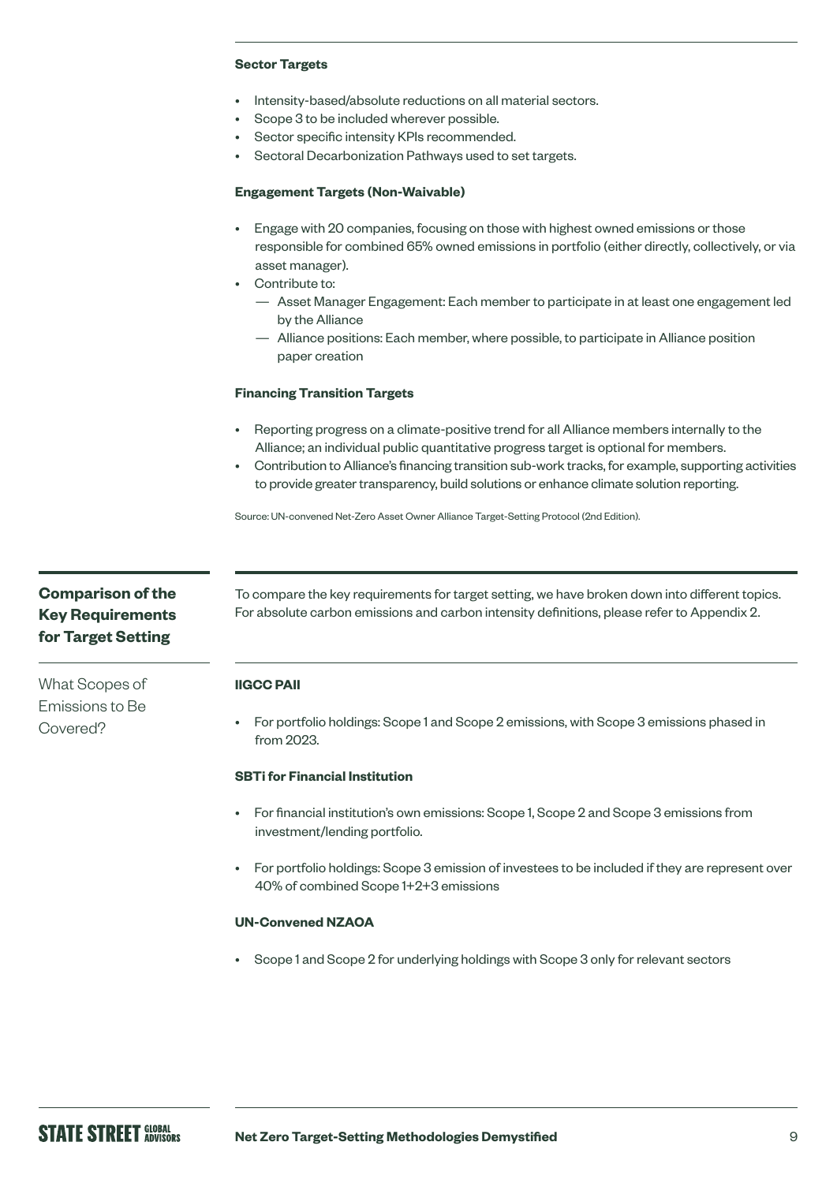**Sector Targets**

- Intensity-based/absolute reductions on all material sectors.
- Scope 3 to be included wherever possible.
- Sector specific intensity KPIs recommended.
- Sectoral Decarbonization Pathways used to set targets.

**Engagement Targets (Non-Waivable)**

- Engage with 20 companies, focusing on those with highest owned emissions or those responsible for combined 65% owned emissions in portfolio (either directly, collectively, or via asset manager).
- Contribute to:
  - — Asset Manager Engagement: Each member to participate in at least one engagement led by the Alliance
  - — Alliance positions: Each member, where possible, to participate in Alliance position paper creation

**Financing Transition Targets**

- Reporting progress on a climate-positive trend for all Alliance members internally to the Alliance; an individual public quantitative progress target is optional for members.
- Contribution to Alliance's financing transition sub-work tracks, for example, supporting activities to provide greater transparency, build solutions or enhance climate solution reporting.

Source: UN-convened Net-Zero Asset Owner Alliance Target-Setting Protocol (2nd Edition).

## Comparison of the Key Requirements for Target Setting

To compare the key requirements for target setting, we have broken down into different topics. For absolute carbon emissions and carbon intensity definitions, please refer to Appendix 2.

### What Scopes of Emissions to Be Covered?

**IIGCC PAII**

- For portfolio holdings: Scope 1 and Scope 2 emissions, with Scope 3 emissions phased in from 2023.

**SBTi for Financial Institution**

- For financial institution's own emissions: Scope 1, Scope 2 and Scope 3 emissions from investment/lending portfolio.

- For portfolio holdings: Scope 3 emission of investees to be included if they are represent over 40% of combined Scope 1+2+3 emissions

**UN-Convened NZAOA**

- Scope 1 and Scope 2 for underlying holdings with Scope 3 only for relevant sectors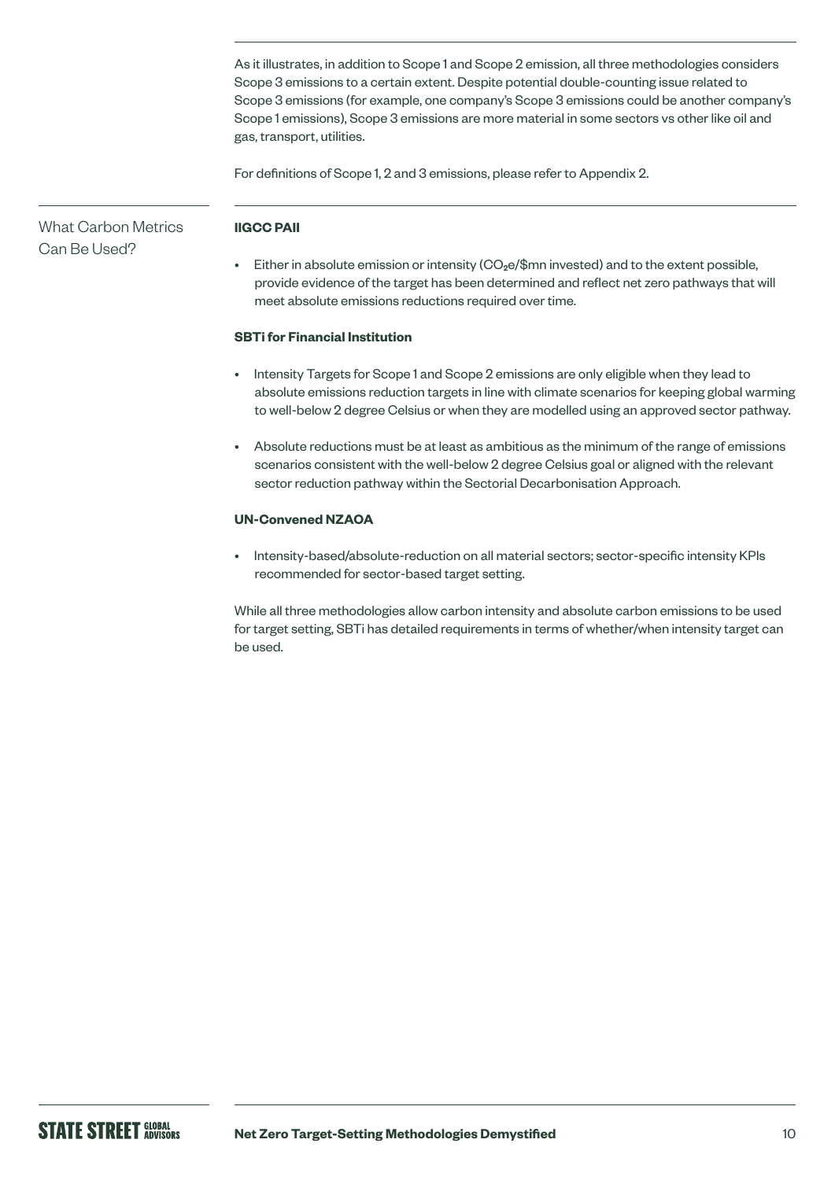As it illustrates, in addition to Scope 1 and Scope 2 emission, all three methodologies considers Scope 3 emissions to a certain extent. Despite potential double-counting issue related to Scope 3 emissions (for example, one company's Scope 3 emissions could be another company's Scope 1 emissions), Scope 3 emissions are more material in some sectors vs other like oil and gas, transport, utilities.

For definitions of Scope 1, 2 and 3 emissions, please refer to Appendix 2.

## What Carbon Metrics Can Be Used?

**IIGCC PAII**

- Either in absolute emission or intensity ($CO_2e$/$mn invested) and to the extent possible, provide evidence of the target has been determined and reflect net zero pathways that will meet absolute emissions reductions required over time.

**SBTi for Financial Institution**

- Intensity Targets for Scope 1 and Scope 2 emissions are only eligible when they lead to absolute emissions reduction targets in line with climate scenarios for keeping global warming to well-below 2 degree Celsius or when they are modelled using an approved sector pathway.
- Absolute reductions must be at least as ambitious as the minimum of the range of emissions scenarios consistent with the well-below 2 degree Celsius goal or aligned with the relevant sector reduction pathway within the Sectorial Decarbonisation Approach.

**UN-Convened NZAOA**

- Intensity-based/absolute-reduction on all material sectors; sector-specific intensity KPIs recommended for sector-based target setting.

While all three methodologies allow carbon intensity and absolute carbon emissions to be used for target setting, SBTi has detailed requirements in terms of whether/when intensity target can be used.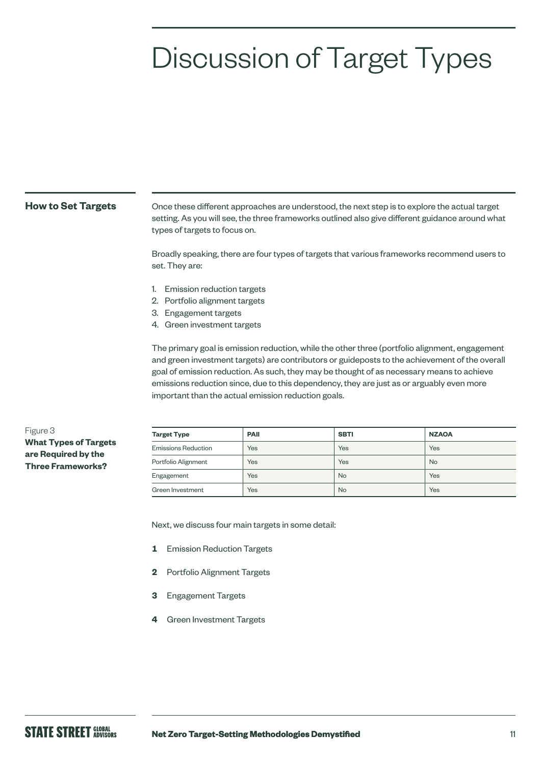# Discussion of Target Types

## How to Set Targets

Once these different approaches are understood, the next step is to explore the actual target setting. As you will see, the three frameworks outlined also give different guidance around what types of targets to focus on.

Broadly speaking, there are four types of targets that various frameworks recommend users to set. They are:

1. Emission reduction targets
2. Portfolio alignment targets
3. Engagement targets
4. Green investment targets

The primary goal is emission reduction, while the other three (portfolio alignment, engagement and green investment targets) are contributors or guideposts to the achievement of the overall goal of emission reduction. As such, they may be thought of as necessary means to achieve emissions reduction since, due to this dependency, they are just as or arguably even more important than the actual emission reduction goals.

Figure 3
**What Types of Targets are Required by the Three Frameworks?**

| Target Type | PAII | SBTI | NZAOA |
|---|---|---|---|
| Emissions Reduction | Yes | Yes | Yes |
| Portfolio Alignment | Yes | Yes | No |
| Engagement | Yes | No | Yes |
| Green Investment | Yes | No | Yes |

Next, we discuss four main targets in some detail:

**1** Emission Reduction Targets

**2** Portfolio Alignment Targets

**3** Engagement Targets

**4** Green Investment Targets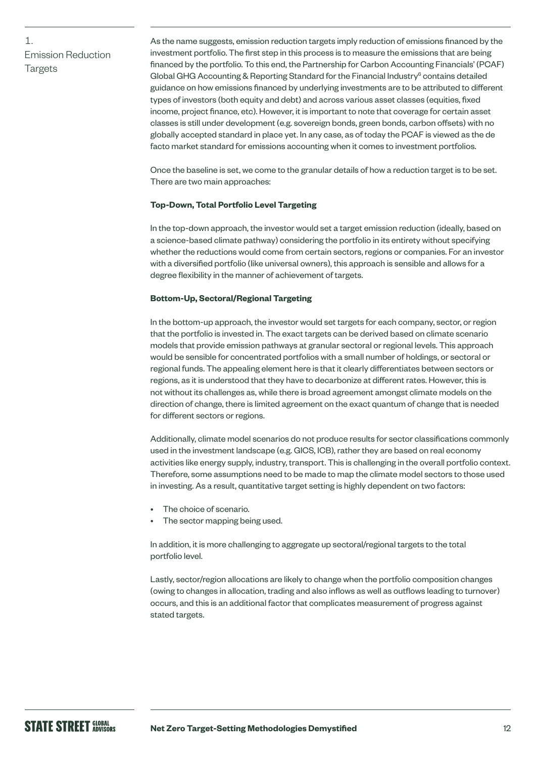## 1. Emission Reduction Targets

As the name suggests, emission reduction targets imply reduction of emissions financed by the investment portfolio. The first step in this process is to measure the emissions that are being financed by the portfolio. To this end, the Partnership for Carbon Accounting Financials' (PCAF) Global GHG Accounting & Reporting Standard for the Financial Industry[6] contains detailed guidance on how emissions financed by underlying investments are to be attributed to different types of investors (both equity and debt) and across various asset classes (equities, fixed income, project finance, etc). However, it is important to note that coverage for certain asset classes is still under development (e.g. sovereign bonds, green bonds, carbon offsets) with no globally accepted standard in place yet. In any case, as of today the PCAF is viewed as the de facto market standard for emissions accounting when it comes to investment portfolios.

Once the baseline is set, we come to the granular details of how a reduction target is to be set. There are two main approaches:

**Top-Down, Total Portfolio Level Targeting**

In the top-down approach, the investor would set a target emission reduction (ideally, based on a science-based climate pathway) considering the portfolio in its entirety without specifying whether the reductions would come from certain sectors, regions or companies. For an investor with a diversified portfolio (like universal owners), this approach is sensible and allows for a degree flexibility in the manner of achievement of targets.

**Bottom-Up, Sectoral/Regional Targeting**

In the bottom-up approach, the investor would set targets for each company, sector, or region that the portfolio is invested in. The exact targets can be derived based on climate scenario models that provide emission pathways at granular sectoral or regional levels. This approach would be sensible for concentrated portfolios with a small number of holdings, or sectoral or regional funds. The appealing element here is that it clearly differentiates between sectors or regions, as it is understood that they have to decarbonize at different rates. However, this is not without its challenges as, while there is broad agreement amongst climate models on the direction of change, there is limited agreement on the exact quantum of change that is needed for different sectors or regions.

Additionally, climate model scenarios do not produce results for sector classifications commonly used in the investment landscape (e.g. GICS, ICB), rather they are based on real economy activities like energy supply, industry, transport. This is challenging in the overall portfolio context. Therefore, some assumptions need to be made to map the climate model sectors to those used in investing. As a result, quantitative target setting is highly dependent on two factors:

- The choice of scenario.
- The sector mapping being used.

In addition, it is more challenging to aggregate up sectoral/regional targets to the total portfolio level.

Lastly, sector/region allocations are likely to change when the portfolio composition changes (owing to changes in allocation, trading and also inflows as well as outflows leading to turnover) occurs, and this is an additional factor that complicates measurement of progress against stated targets.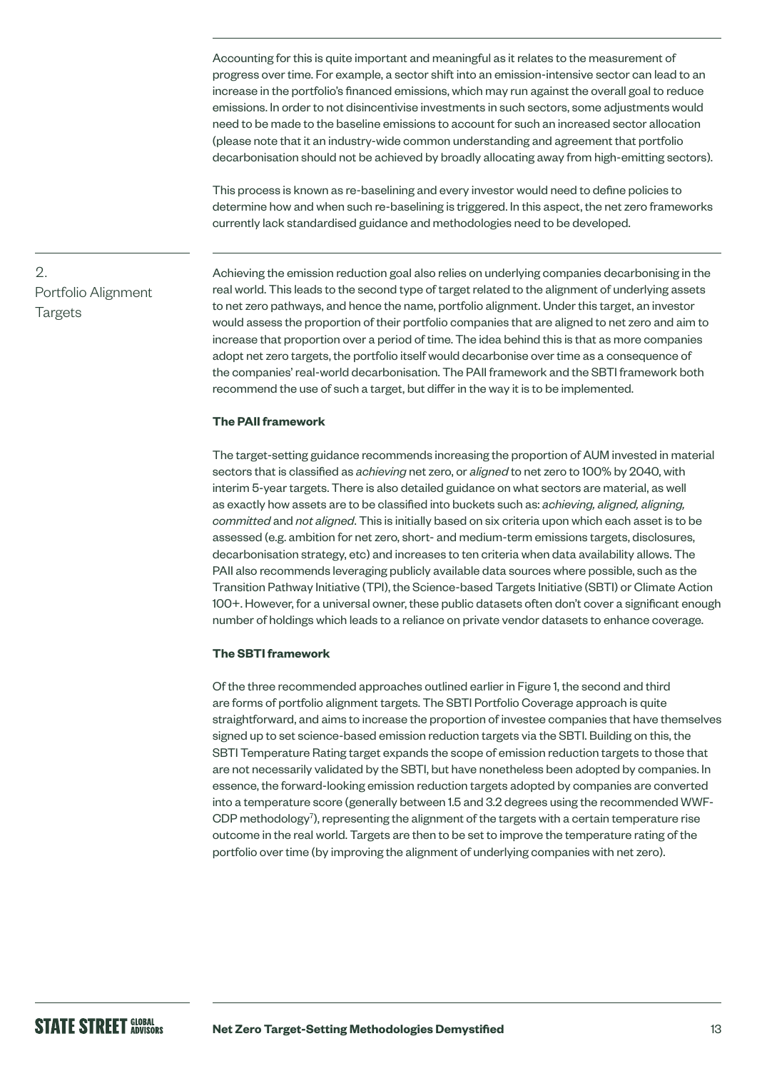Accounting for this is quite important and meaningful as it relates to the measurement of progress over time. For example, a sector shift into an emission-intensive sector can lead to an increase in the portfolio's financed emissions, which may run against the overall goal to reduce emissions. In order to not disincentivise investments in such sectors, some adjustments would need to be made to the baseline emissions to account for such an increased sector allocation (please note that it an industry-wide common understanding and agreement that portfolio decarbonisation should not be achieved by broadly allocating away from high-emitting sectors).

This process is known as re-baselining and every investor would need to define policies to determine how and when such re-baselining is triggered. In this aspect, the net zero frameworks currently lack standardised guidance and methodologies need to be developed.

## 2. Portfolio Alignment Targets

Achieving the emission reduction goal also relies on underlying companies decarbonising in the real world. This leads to the second type of target related to the alignment of underlying assets to net zero pathways, and hence the name, portfolio alignment. Under this target, an investor would assess the proportion of their portfolio companies that are aligned to net zero and aim to increase that proportion over a period of time. The idea behind this is that as more companies adopt net zero targets, the portfolio itself would decarbonise over time as a consequence of the companies' real-world decarbonisation. The PAII framework and the SBTI framework both recommend the use of such a target, but differ in the way it is to be implemented.

**The PAII framework**

The target-setting guidance recommends increasing the proportion of AUM invested in material sectors that is classified as *achieving* net zero, or *aligned* to net zero to 100% by 2040, with interim 5-year targets. There is also detailed guidance on what sectors are material, as well as exactly how assets are to be classified into buckets such as: *achieving, aligned, aligning, committed* and *not aligned*. This is initially based on six criteria upon which each asset is to be assessed (e.g. ambition for net zero, short- and medium-term emissions targets, disclosures, decarbonisation strategy, etc) and increases to ten criteria when data availability allows. The PAII also recommends leveraging publicly available data sources where possible, such as the Transition Pathway Initiative (TPI), the Science-based Targets Initiative (SBTI) or Climate Action 100+. However, for a universal owner, these public datasets often don't cover a significant enough number of holdings which leads to a reliance on private vendor datasets to enhance coverage.

**The SBTI framework**

Of the three recommended approaches outlined earlier in Figure 1, the second and third are forms of portfolio alignment targets. The SBTI Portfolio Coverage approach is quite straightforward, and aims to increase the proportion of investee companies that have themselves signed up to set science-based emission reduction targets via the SBTI. Building on this, the SBTI Temperature Rating target expands the scope of emission reduction targets to those that are not necessarily validated by the SBTI, but have nonetheless been adopted by companies. In essence, the forward-looking emission reduction targets adopted by companies are converted into a temperature score (generally between 1.5 and 3.2 degrees using the recommended WWF-CDP methodology[7]), representing the alignment of the targets with a certain temperature rise outcome in the real world. Targets are then to be set to improve the temperature rating of the portfolio over time (by improving the alignment of underlying companies with net zero).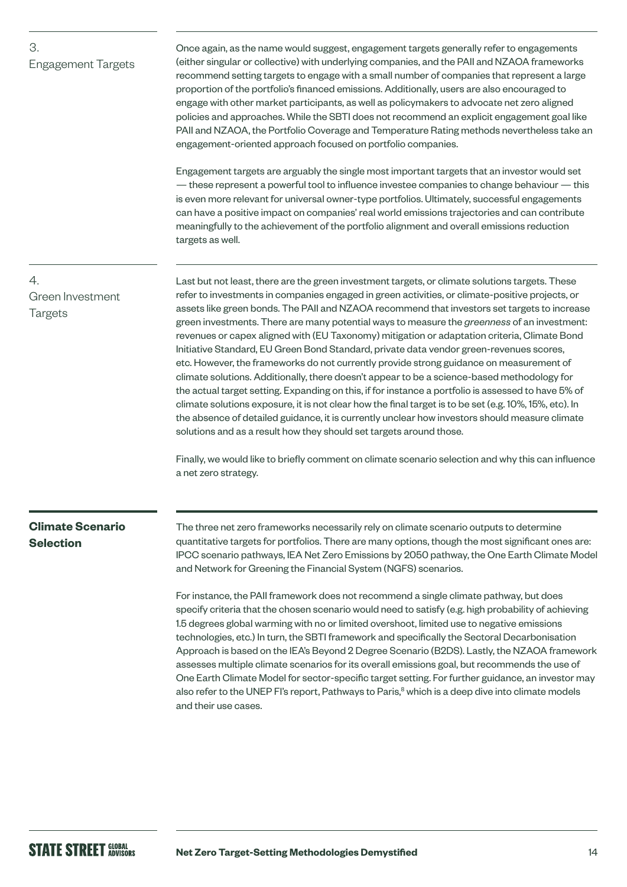### 3. Engagement Targets

Once again, as the name would suggest, engagement targets generally refer to engagements (either singular or collective) with underlying companies, and the PAII and NZAOA frameworks recommend setting targets to engage with a small number of companies that represent a large proportion of the portfolio's financed emissions. Additionally, users are also encouraged to engage with other market participants, as well as policymakers to advocate net zero aligned policies and approaches. While the SBTI does not recommend an explicit engagement goal like PAII and NZAOA, the Portfolio Coverage and Temperature Rating methods nevertheless take an engagement-oriented approach focused on portfolio companies.

Engagement targets are arguably the single most important targets that an investor would set — these represent a powerful tool to influence investee companies to change behaviour — this is even more relevant for universal owner-type portfolios. Ultimately, successful engagements can have a positive impact on companies' real world emissions trajectories and can contribute meaningfully to the achievement of the portfolio alignment and overall emissions reduction targets as well.

### 4. Green Investment Targets

Last but not least, there are the green investment targets, or climate solutions targets. These refer to investments in companies engaged in green activities, or climate-positive projects, or assets like green bonds. The PAII and NZAOA recommend that investors set targets to increase green investments. There are many potential ways to measure the *greenness* of an investment: revenues or capex aligned with (EU Taxonomy) mitigation or adaptation criteria, Climate Bond Initiative Standard, EU Green Bond Standard, private data vendor green-revenues scores, etc. However, the frameworks do not currently provide strong guidance on measurement of climate solutions. Additionally, there doesn't appear to be a science-based methodology for the actual target setting. Expanding on this, if for instance a portfolio is assessed to have 5% of climate solutions exposure, it is not clear how the final target is to be set (e.g. 10%, 15%, etc). In the absence of detailed guidance, it is currently unclear how investors should measure climate solutions and as a result how they should set targets around those.

Finally, we would like to briefly comment on climate scenario selection and why this can influence a net zero strategy.

## Climate Scenario Selection

The three net zero frameworks necessarily rely on climate scenario outputs to determine quantitative targets for portfolios. There are many options, though the most significant ones are: IPCC scenario pathways, IEA Net Zero Emissions by 2050 pathway, the One Earth Climate Model and Network for Greening the Financial System (NGFS) scenarios.

For instance, the PAII framework does not recommend a single climate pathway, but does specify criteria that the chosen scenario would need to satisfy (e.g. high probability of achieving 1.5 degrees global warming with no or limited overshoot, limited use to negative emissions technologies, etc.) In turn, the SBTI framework and specifically the Sectoral Decarbonisation Approach is based on the IEA's Beyond 2 Degree Scenario (B2DS). Lastly, the NZAOA framework assesses multiple climate scenarios for its overall emissions goal, but recommends the use of One Earth Climate Model for sector-specific target setting. For further guidance, an investor may also refer to the UNEP FI's report, Pathways to Paris,[8] which is a deep dive into climate models and their use cases.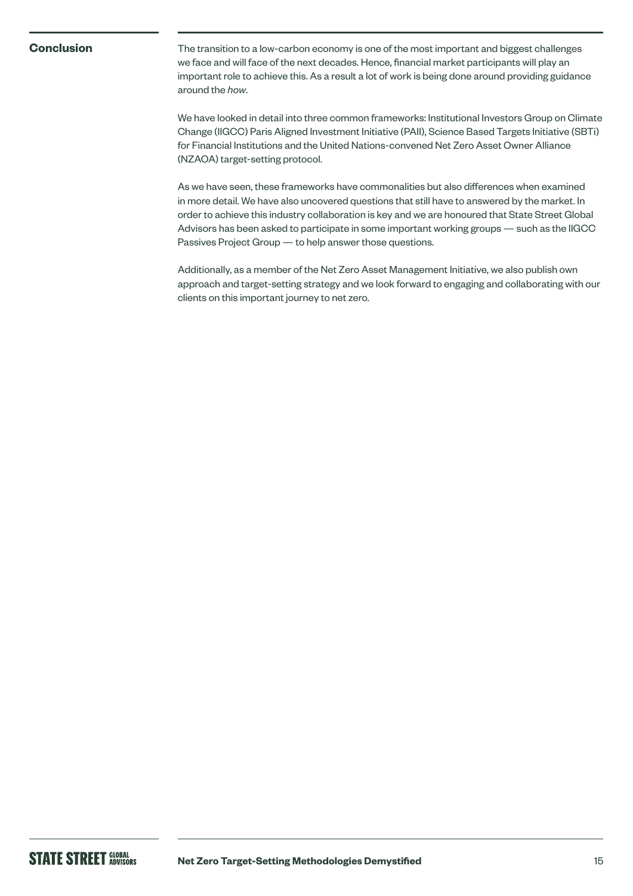## Conclusion

The transition to a low-carbon economy is one of the most important and biggest challenges we face and will face of the next decades. Hence, financial market participants will play an important role to achieve this. As a result a lot of work is being done around providing guidance around the *how*.

We have looked in detail into three common frameworks: Institutional Investors Group on Climate Change (IIGCC) Paris Aligned Investment Initiative (PAII), Science Based Targets Initiative (SBTi) for Financial Institutions and the United Nations-convened Net Zero Asset Owner Alliance (NZAOA) target-setting protocol.

As we have seen, these frameworks have commonalities but also differences when examined in more detail. We have also uncovered questions that still have to answered by the market. In order to achieve this industry collaboration is key and we are honoured that State Street Global Advisors has been asked to participate in some important working groups — such as the IIGCC Passives Project Group — to help answer those questions.

Additionally, as a member of the Net Zero Asset Management Initiative, we also publish own approach and target-setting strategy and we look forward to engaging and collaborating with our clients on this important journey to net zero.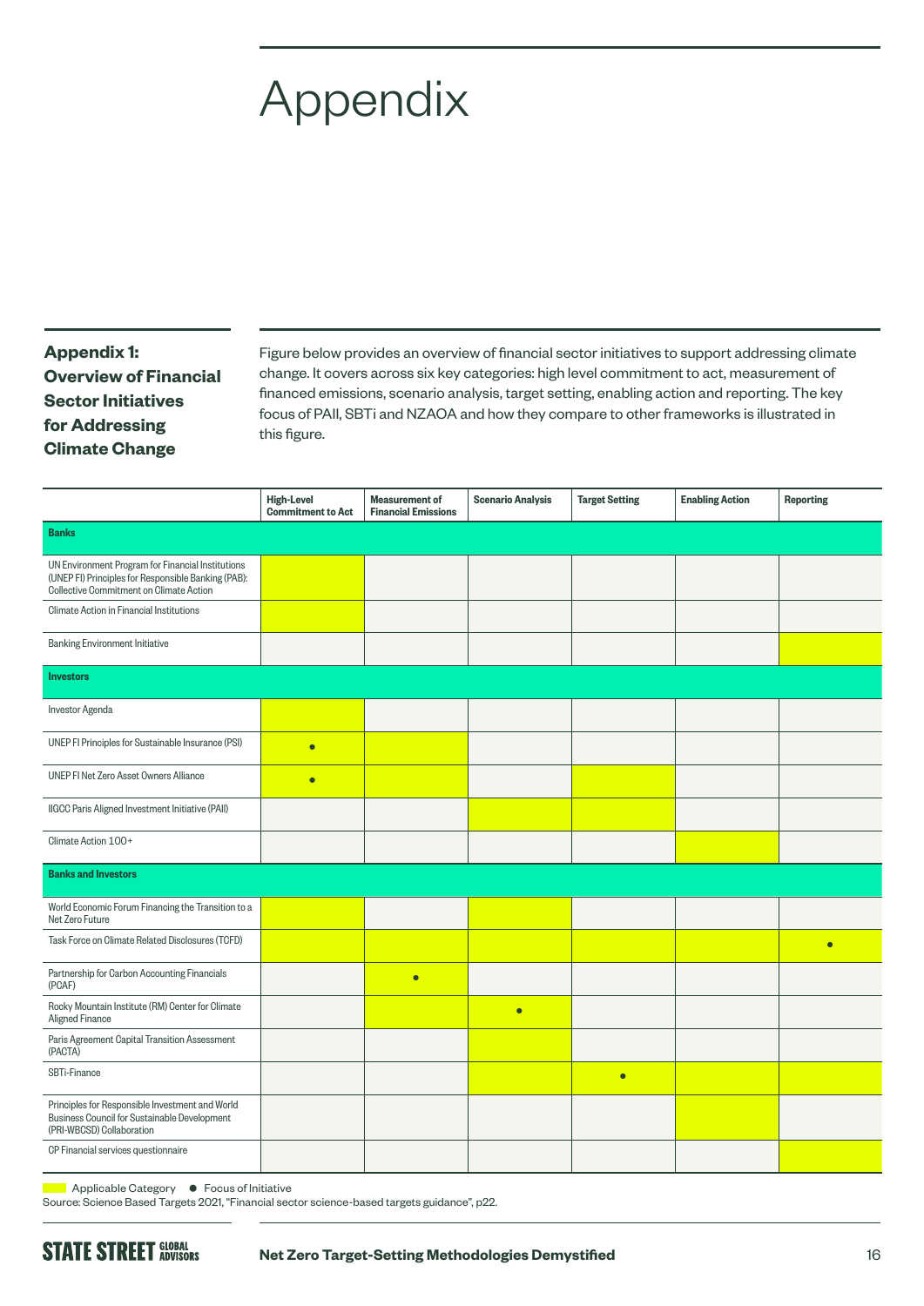# Appendix

## Appendix 1: Overview of Financial Sector Initiatives for Addressing Climate Change

Figure below provides an overview of financial sector initiatives to support addressing climate change. It covers across six key categories: high level commitment to act, measurement of financed emissions, scenario analysis, target setting, enabling action and reporting. The key focus of PAII, SBTi and NZAOA and how they compare to other frameworks is illustrated in this figure.

| | High-Level Commitment to Act | Measurement of Financial Emissions | Scenario Analysis | Target Setting | Enabling Action | Reporting |
|---|---|---|---|---|---|---|
| **Banks** | | | | | | |
| UN Environment Program for Financial Institutions (UNEP FI) Principles for Responsible Banking (PAB): Collective Commitment on Climate Action | ■ | | | | | |
| Climate Action in Financial Institutions | ■ | | | | | |
| Banking Environment Initiative | | | | | | ■ |
| **Investors** | | | | | | |
| Investor Agenda | ■ | | | | | |
| UNEP FI Principles for Sustainable Insurance (PSI) | ■ ● | ■ | | | | |
| UNEP FI Net Zero Asset Owners Alliance | ■ ● | ■ | | ■ | | |
| IIGCC Paris Aligned Investment Initiative (PAII) | | | ■ | ■ | | |
| Climate Action 100+ | | | | | ■ | |
| **Banks and Investors** | | | | | | |
| World Economic Forum Financing the Transition to a Net Zero Future | ■ | | ■ | | | |
| Task Force on Climate Related Disclosures (TCFD) | ■ | ■ | ■ | ■ | ■ | ■ ● |
| Partnership for Carbon Accounting Financials (PCAF) | | ● | | | | |
| Rocky Mountain Institute (RM) Center for Climate Aligned Finance | | ■ | ■ ● | | | |
| Paris Agreement Capital Transition Assessment (PACTA) | | | ■ | | | |
| SBTi-Finance | | | ■ | ■ ● | ■ | ■ |
| Principles for Responsible Investment and World Business Council for Sustainable Development (PRI-WBCSD) Collaboration | | | | | ■ | |
| CP Financial services questionnaire | | | | | | ■ |

■ Applicable Category ● Focus of Initiative

Source: Science Based Targets 2021, "Financial sector science-based targets guidance", p22.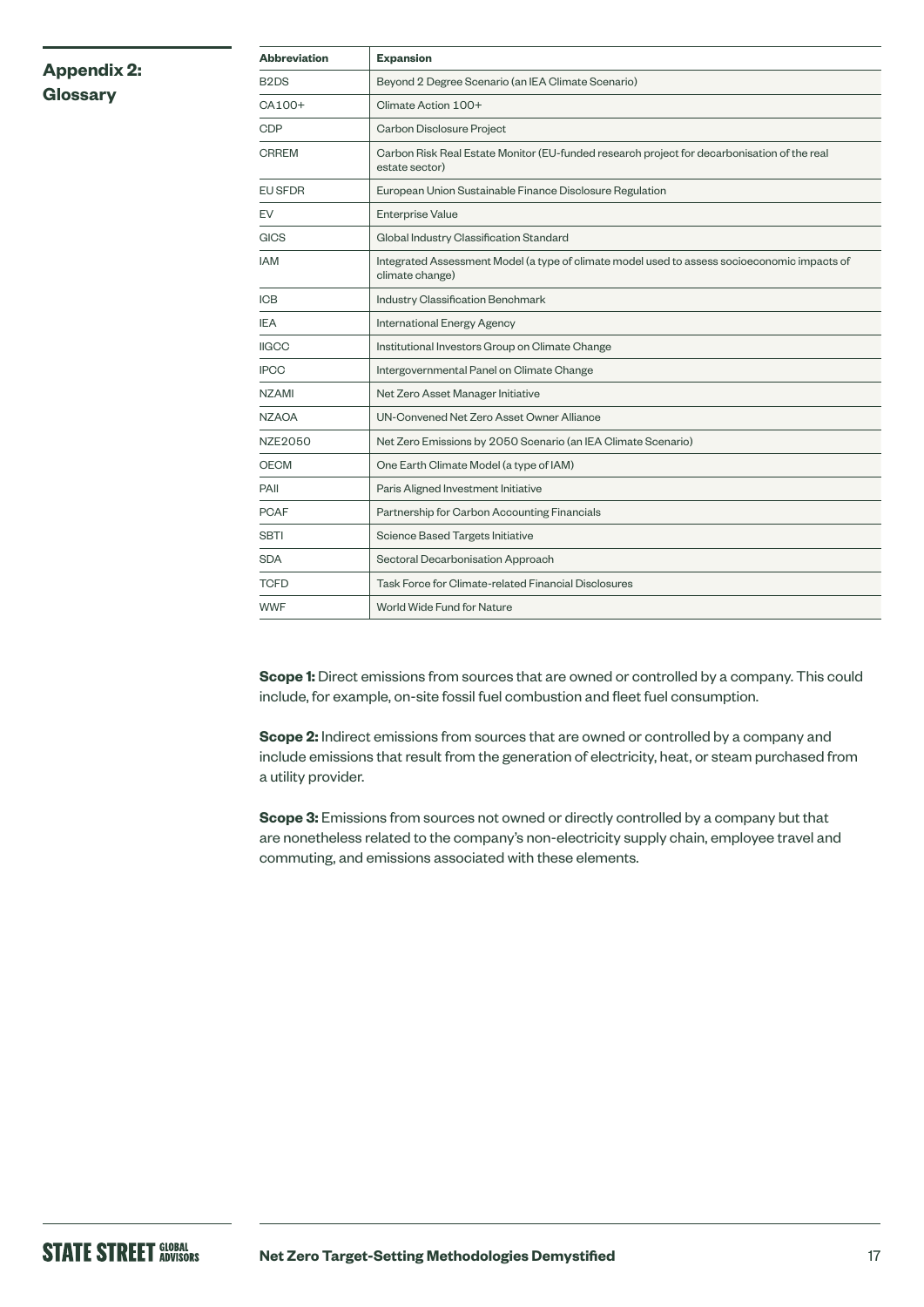## Appendix 2: Glossary

| Abbreviation | Expansion |
|---|---|
| B2DS | Beyond 2 Degree Scenario (an IEA Climate Scenario) |
| CA100+ | Climate Action 100+ |
| CDP | Carbon Disclosure Project |
| CRREM | Carbon Risk Real Estate Monitor (EU-funded research project for decarbonisation of the real estate sector) |
| EU SFDR | European Union Sustainable Finance Disclosure Regulation |
| EV | Enterprise Value |
| GICS | Global Industry Classification Standard |
| IAM | Integrated Assessment Model (a type of climate model used to assess socioeconomic impacts of climate change) |
| ICB | Industry Classification Benchmark |
| IEA | International Energy Agency |
| IIGCC | Institutional Investors Group on Climate Change |
| IPCC | Intergovernmental Panel on Climate Change |
| NZAMI | Net Zero Asset Manager Initiative |
| NZAOA | UN-Convened Net Zero Asset Owner Alliance |
| NZE2050 | Net Zero Emissions by 2050 Scenario (an IEA Climate Scenario) |
| OECM | One Earth Climate Model (a type of IAM) |
| PAII | Paris Aligned Investment Initiative |
| PCAF | Partnership for Carbon Accounting Financials |
| SBTI | Science Based Targets Initiative |
| SDA | Sectoral Decarbonisation Approach |
| TCFD | Task Force for Climate-related Financial Disclosures |
| WWF | World Wide Fund for Nature |

**Scope 1:** Direct emissions from sources that are owned or controlled by a company. This could include, for example, on-site fossil fuel combustion and fleet fuel consumption.

**Scope 2:** Indirect emissions from sources that are owned or controlled by a company and include emissions that result from the generation of electricity, heat, or steam purchased from a utility provider.

**Scope 3:** Emissions from sources not owned or directly controlled by a company but that are nonetheless related to the company's non-electricity supply chain, employee travel and commuting, and emissions associated with these elements.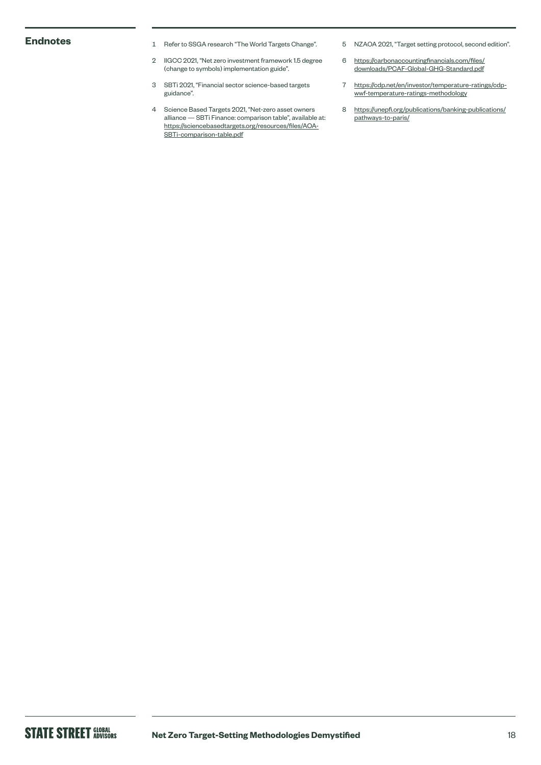## Endnotes

1. Refer to SSGA research "The World Targets Change".
2. IIGCC 2021, "Net zero investment framework 1.5 degree (change to symbols) implementation guide".
3. SBTi 2021, "Financial sector science-based targets guidance".
4. Science Based Targets 2021, "Net-zero asset owners alliance — SBTi Finance: comparison table", available at: https://sciencebasedtargets.org/resources/files/AOA-SBTi-comparison-table.pdf
5. NZAOA 2021, "Target setting protocol, second edition".
6. https://carbonaccountingfinancials.com/files/downloads/PCAF-Global-GHG-Standard.pdf
7. https://cdp.net/en/investor/temperature-ratings/cdp-wwf-temperature-ratings-methodology
8. https://unepfi.org/publications/banking-publications/pathways-to-paris/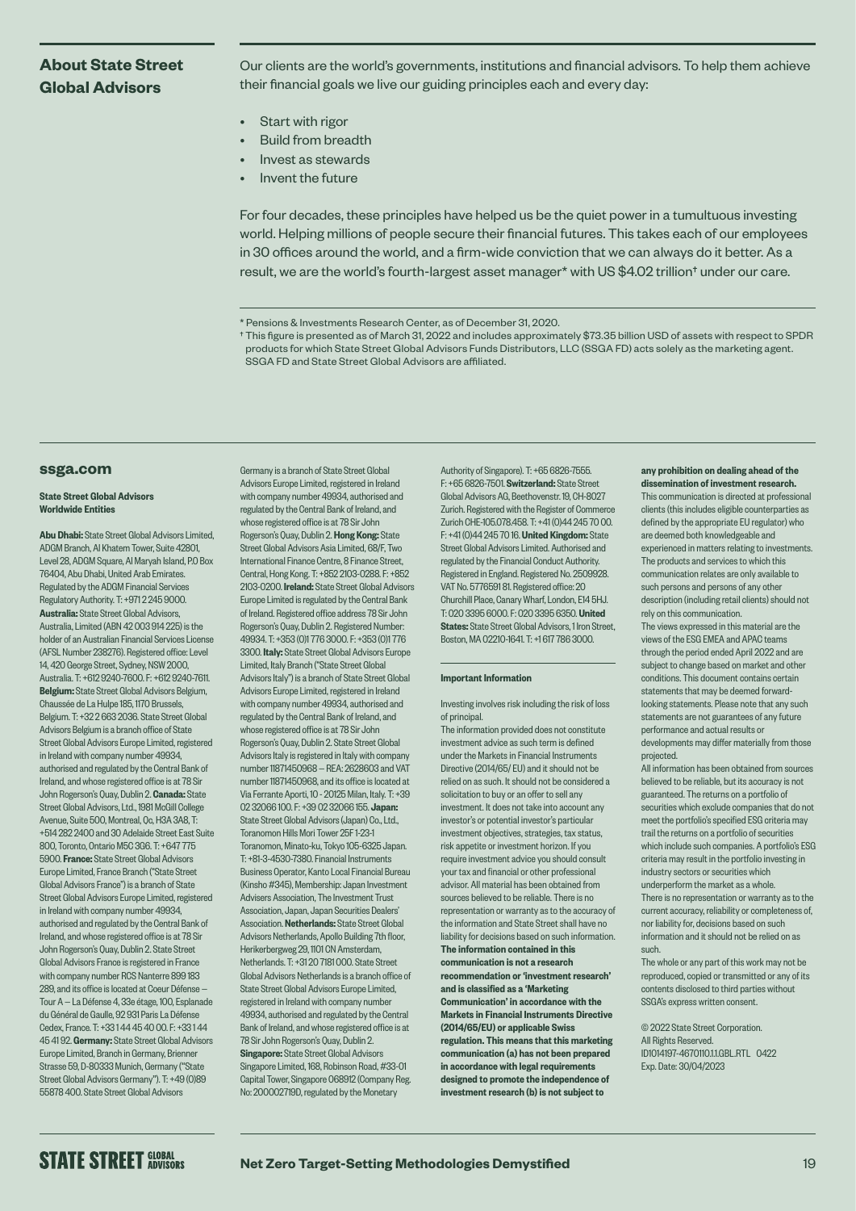## About State Street Global Advisors

Our clients are the world's governments, institutions and financial advisors. To help them achieve their financial goals we live our guiding principles each and every day:

- Start with rigor
- Build from breadth
- Invest as stewards
- Invent the future

For four decades, these principles have helped us be the quiet power in a tumultuous investing world. Helping millions of people secure their financial futures. This takes each of our employees in 30 offices around the world, and a firm-wide conviction that we can always do it better. As a result, we are the world's fourth-largest asset manager* with US $4.02 trillion† under our care.

* Pensions & Investments Research Center, as of December 31, 2020.

† This figure is presented as of March 31, 2022 and includes approximately $73.35 billion USD of assets with respect to SPDR products for which State Street Global Advisors Funds Distributors, LLC (SSGA FD) acts solely as the marketing agent. SSGA FD and State Street Global Advisors are affiliated.

**ssga.com**

**State Street Global Advisors Worldwide Entities**

**Abu Dhabi:** State Street Global Advisors Limited, ADGM Branch, Al Khatem Tower, Suite 42801, Level 28, ADGM Square, Al Maryah Island, P.O Box 76404, Abu Dhabi, United Arab Emirates. Regulated by the ADGM Financial Services Regulatory Authority. T: +971 2 245 9000. **Australia:** State Street Global Advisors, Australia, Limited (ABN 42 003 914 225) is the holder of an Australian Financial Services License (AFSL Number 238276). Registered office: Level 14, 420 George Street, Sydney, NSW 2000, Australia. T: +612 9240-7600. F: +612 9240-7611. **Belgium:** State Street Global Advisors Belgium, Chaussée de La Hulpe 185, 1170 Brussels, Belgium. T: +32 2 663 2036. State Street Global Advisors Belgium is a branch office of State Street Global Advisors Europe Limited, registered in Ireland with company number 49934, authorised and regulated by the Central Bank of Ireland, and whose registered office is at 78 Sir John Rogerson's Quay, Dublin 2. **Canada:** State Street Global Advisors, Ltd., 1981 McGill College Avenue, Suite 500, Montreal, Qc, H3A 3A8, T: +514 282 2400 and 30 Adelaide Street East Suite 800, Toronto, Ontario M5C 3G6. T: +647 775 5900. **France:** State Street Global Advisors Europe Limited, France Branch ("State Street Global Advisors France") is a branch of State Street Global Advisors Europe Limited, registered in Ireland with company number 49934, authorised and regulated by the Central Bank of Ireland, and whose registered office is at 78 Sir John Rogerson's Quay, Dublin 2. State Street Global Advisors France is registered in France with company number RCS Nanterre 899 183 289, and its office is located at Coeur Défense — Tour A — La Défense 4, 33e étage, 100, Esplanade du Général de Gaulle, 92 931 Paris La Défense Cedex, France. T: +33 1 44 45 40 00. F: +33 1 44 45 41 92. **Germany:** State Street Global Advisors Europe Limited, Branch in Germany, Brienner Strasse 59, D-80333 Munich, Germany ("State Street Global Advisors Germany"). T: +49 (0)89 55878 400. State Street Global Advisors Germany is a branch of State Street Global Advisors Europe Limited, registered in Ireland with company number 49934, authorised and regulated by the Central Bank of Ireland, and whose registered office is at 78 Sir John Rogerson's Quay, Dublin 2. **Hong Kong:** State Street Global Advisors Asia Limited, 68/F, Two International Finance Centre, 8 Finance Street, Central, Hong Kong. T: +852 2103-0288. F: +852 2103-0200. **Ireland:** State Street Global Advisors Europe Limited is regulated by the Central Bank of Ireland. Registered office address 78 Sir John Rogerson's Quay, Dublin 2. Registered Number: 49934. T: +353 (0)1 776 3000. F: +353 (0)1 776 3300. **Italy:** State Street Global Advisors Europe Limited, Italy Branch ("State Street Global Advisors Italy") is a branch of State Street Global Advisors Europe Limited, registered in Ireland with company number 49934, authorised and regulated by the Central Bank of Ireland, and whose registered office is at 78 Sir John Rogerson's Quay, Dublin 2. State Street Global Advisors Italy is registered in Italy with company number 11871450968 — REA: 2628603 and VAT number 11871450968, and its office is located at Via Ferrante Aporti, 10 - 20125 Milan, Italy. T: +39 02 32066 100. F: +39 02 32066 155. **Japan:** State Street Global Advisors (Japan) Co., Ltd., Toranomon Hills Mori Tower 25F 1-23-1 Toranomon, Minato-ku, Tokyo 105-6325 Japan. T: +81-3-4530-7380. Financial Instruments Business Operator, Kanto Local Financial Bureau (Kinsho #345), Membership: Japan Investment Advisers Association, The Investment Trust Association, Japan, Japan Securities Dealers' Association. **Netherlands:** State Street Global Advisors Netherlands, Apollo Building 7th floor, Herikerbergweg 29, 1101 CN Amsterdam, Netherlands. T: +31 20 7181 000. State Street Global Advisors Netherlands is a branch office of State Street Global Advisors Europe Limited, registered in Ireland with company number 49934, authorised and regulated by the Central Bank of Ireland, and whose registered office is at 78 Sir John Rogerson's Quay, Dublin 2. **Singapore:** State Street Global Advisors Singapore Limited, 168, Robinson Road, #33-01 Capital Tower, Singapore 068912 (Company Reg. No: 200002719D, regulated by the Monetary Authority of Singapore). T: +65 6826-7555. F: +65 6826-7501. **Switzerland:** State Street Global Advisors AG, Beethovenstr. 19, CH-8027 Zurich. Registered with the Register of Commerce Zurich CHE-105.078.458. T: +41 (0)44 245 70 00. F: +41 (0)44 245 70 16. **United Kingdom:** State Street Global Advisors Limited. Authorised and regulated by the Financial Conduct Authority. Registered in England. Registered No. 2509928. VAT No. 5776591 81. Registered office: 20 Churchill Place, Canary Wharf, London, E14 5HJ. T: 020 3395 6000. F: 020 3395 6350. **United States:** State Street Global Advisors, 1 Iron Street, Boston, MA 02210-1641. T: +1 617 786 3000.

**Important Information**

Investing involves risk including the risk of loss of principal.

The information provided does not constitute investment advice as such term is defined under the Markets in Financial Instruments Directive (2014/65/ EU) and it should not be relied on as such. It should not be considered a solicitation to buy or an offer to sell any investment. It does not take into account any investor's or potential investor's particular investment objectives, strategies, tax status, risk appetite or investment horizon. If you require investment advice you should consult your tax and financial or other professional advisor. All material has been obtained from sources believed to be reliable. There is no representation or warranty as to the accuracy of the information and State Street shall have no liability for decisions based on such information.

**The information contained in this communication is not a research recommendation or 'investment research' and is classified as a 'Marketing Communication' in accordance with the Markets in Financial Instruments Directive (2014/65/EU) or applicable Swiss regulation. This means that this marketing communication (a) has not been prepared in accordance with legal requirements designed to promote the independence of investment research (b) is not subject to any prohibition on dealing ahead of the dissemination of investment research.**

This communication is directed at professional clients (this includes eligible counterparties as defined by the appropriate EU regulator) who are deemed both knowledgeable and experienced in matters relating to investments. The products and services to which this communication relates are only available to such persons and persons of any other description (including retail clients) should not rely on this communication.

The views expressed in this material are the views of the ESG EMEA and APAC teams through the period ended April 2022 and are subject to change based on market and other conditions. This document contains certain statements that may be deemed forward-looking statements. Please note that any such statements are not guarantees of any future performance and actual results or developments may differ materially from those projected.

All information has been obtained from sources believed to be reliable, but its accuracy is not guaranteed. The returns on a portfolio of securities which exclude companies that do not meet the portfolio's specified ESG criteria may trail the returns on a portfolio of securities which include such companies. A portfolio's ESG criteria may result in the portfolio investing in industry sectors or securities which underperform the market as a whole.

There is no representation or warranty as to the current accuracy, reliability or completeness of, nor liability for, decisions based on such information and it should not be relied on as such.

The whole or any part of this work may not be reproduced, copied or transmitted or any of its contents disclosed to third parties without SSGA's express written consent.

© 2022 State Street Corporation.
All Rights Reserved.
ID1014197-4670110.1.1.GBL.RTL 0422
Exp. Date: 30/04/2023